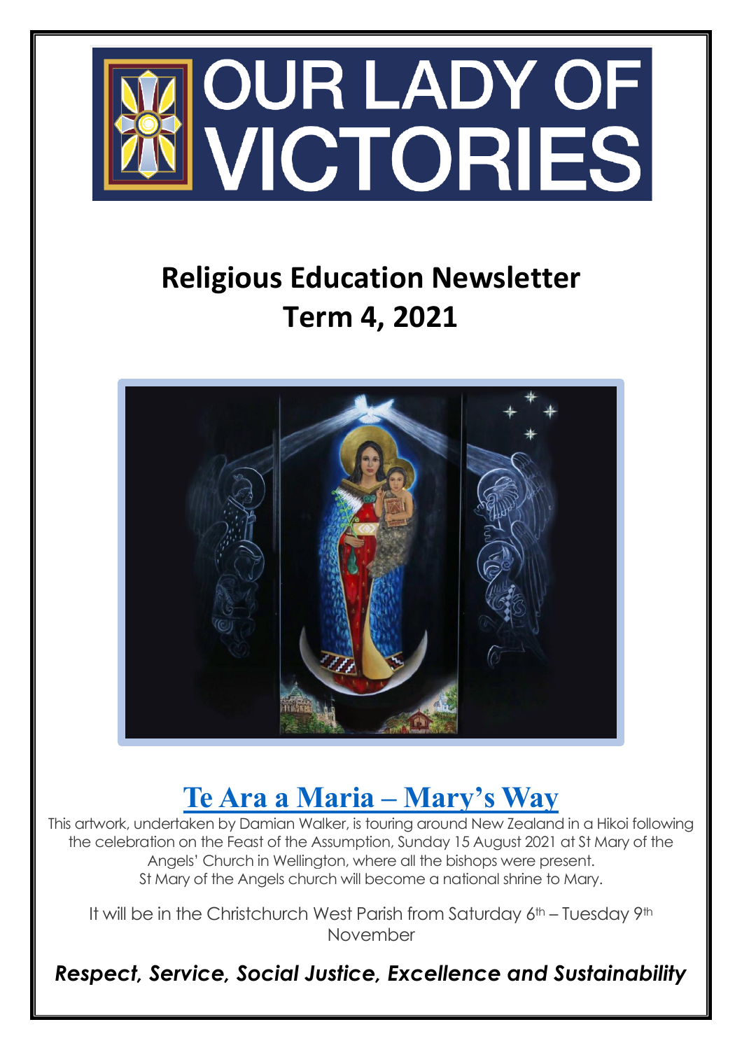# OUR LADY OF VICTORIES

## Religious Education Newsletter
## Term 4, 2021

## Te Ara a Maria – Mary's Way

This artwork, undertaken by Damian Walker, is touring around New Zealand in a Hikoi following the celebration on the Feast of the Assumption, Sunday 15 August 2021 at St Mary of the Angels' Church in Wellington, where all the bishops were present.
St Mary of the Angels church will become a national shrine to Mary.

It will be in the Christchurch West Parish from Saturday 6th – Tuesday 9th November

***Respect, Service, Social Justice, Excellence and Sustainability***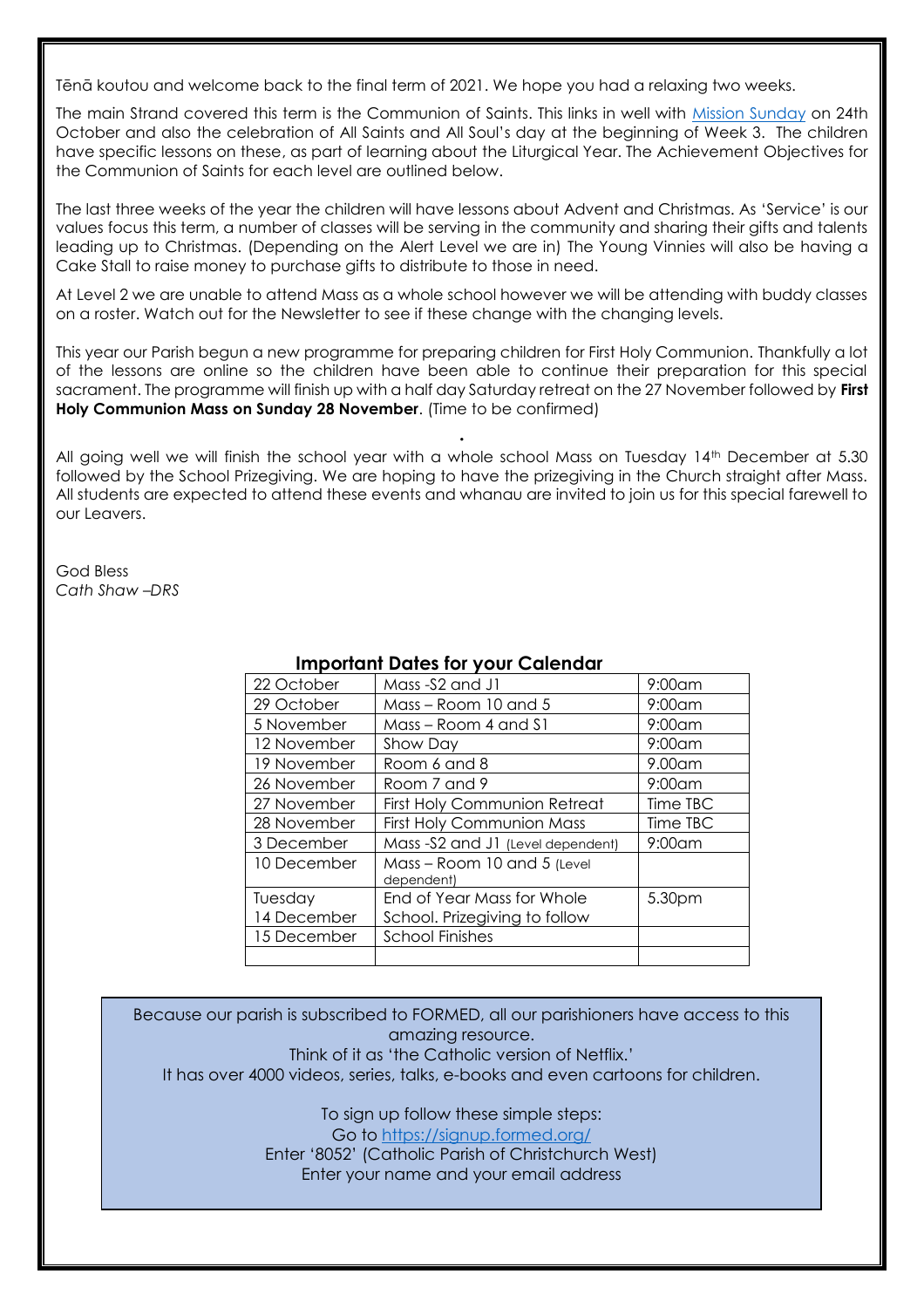Tēnā koutou and welcome back to the final term of 2021. We hope you had a relaxing two weeks.

The main Strand covered this term is the Communion of Saints. This links in well with [Mission Sunday](#) on 24th October and also the celebration of All Saints and All Soul's day at the beginning of Week 3. The children have specific lessons on these, as part of learning about the Liturgical Year. The Achievement Objectives for the Communion of Saints for each level are outlined below.

The last three weeks of the year the children will have lessons about Advent and Christmas. As 'Service' is our values focus this term, a number of classes will be serving in the community and sharing their gifts and talents leading up to Christmas. (Depending on the Alert Level we are in) The Young Vinnies will also be having a Cake Stall to raise money to purchase gifts to distribute to those in need.

At Level 2 we are unable to attend Mass as a whole school however we will be attending with buddy classes on a roster. Watch out for the Newsletter to see if these change with the changing levels.

This year our Parish begun a new programme for preparing children for First Holy Communion. Thankfully a lot of the lessons are online so the children have been able to continue their preparation for this special sacrament. The programme will finish up with a half day Saturday retreat on the 27 November followed by **First Holy Communion Mass on Sunday 28 November**. (Time to be confirmed)

.

All going well we will finish the school year with a whole school Mass on Tuesday 14th December at 5.30 followed by the School Prizegiving. We are hoping to have the prizegiving in the Church straight after Mass. All students are expected to attend these events and whanau are invited to join us for this special farewell to our Leavers.

God Bless
*Cath Shaw –DRS*

## Important Dates for your Calendar

| Date | Event | Time |
|---|---|---|
| 22 October | Mass -S2 and J1 | 9:00am |
| 29 October | Mass – Room 10 and 5 | 9:00am |
| 5 November | Mass – Room 4 and S1 | 9:00am |
| 12 November | Show Day | 9:00am |
| 19 November | Room 6 and 8 | 9.00am |
| 26 November | Room 7 and 9 | 9:00am |
| 27 November | First Holy Communion Retreat | Time TBC |
| 28 November | First Holy Communion Mass | Time TBC |
| 3 December | Mass -S2 and J1 (Level dependent) | 9:00am |
| 10 December | Mass – Room 10 and 5 (Level dependent) | |
| Tuesday 14 December | End of Year Mass for Whole School. Prizegiving to follow | 5.30pm |
| 15 December | School Finishes | |
| | | |

Because our parish is subscribed to FORMED, all our parishioners have access to this amazing resource.
Think of it as 'the Catholic version of Netflix.'
It has over 4000 videos, series, talks, e-books and even cartoons for children.

To sign up follow these simple steps:
Go to https://signup.formed.org/
Enter '8052' (Catholic Parish of Christchurch West)
Enter your name and your email address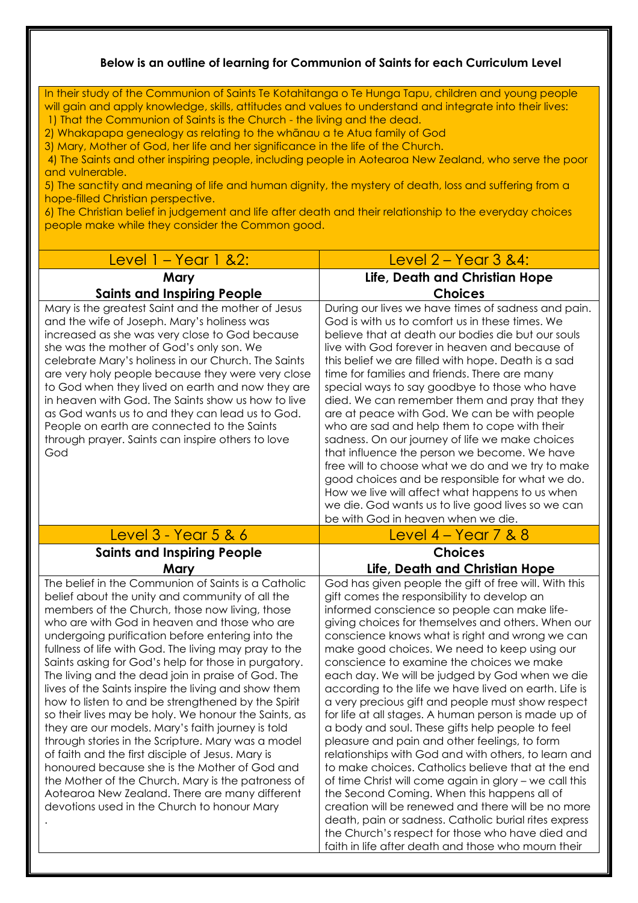## Below is an outline of learning for Communion of Saints for each Curriculum Level

In their study of the Communion of Saints Te Kotahitanga o Te Hunga Tapu, children and young people will gain and apply knowledge, skills, attitudes and values to understand and integrate into their lives:

1) That the Communion of Saints is the Church - the living and the dead.
2) Whakapapa genealogy as relating to the whānau a te Atua family of God
3) Mary, Mother of God, her life and her significance in the life of the Church.
4) The Saints and other inspiring people, including people in Aotearoa New Zealand, who serve the poor and vulnerable.
5) The sanctity and meaning of life and human dignity, the mystery of death, loss and suffering from a hope-filled Christian perspective.
6) The Christian belief in judgement and life after death and their relationship to the everyday choices people make while they consider the Common good.

| Level 1 – Year 1 &2: | Level 2 – Year 3 &4: |
|---|---|
| **Mary**<br>**Saints and Inspiring People** | **Life, Death and Christian Hope**<br>**Choices** |
| Mary is the greatest Saint and the mother of Jesus and the wife of Joseph. Mary's holiness was increased as she was very close to God because she was the mother of God's only son. We celebrate Mary's holiness in our Church. The Saints are very holy people because they were very close to God when they lived on earth and now they are in heaven with God. The Saints show us how to live as God wants us to and they can lead us to God. People on earth are connected to the Saints through prayer. Saints can inspire others to love God | During our lives we have times of sadness and pain. God is with us to comfort us in these times. We believe that at death our bodies die but our souls live with God forever in heaven and because of this belief we are filled with hope. Death is a sad time for families and friends. There are many special ways to say goodbye to those who have died. We can remember them and pray that they are at peace with God. We can be with people who are sad and help them to cope with their sadness. On our journey of life we make choices that influence the person we become. We have free will to choose what we do and we try to make good choices and be responsible for what we do. How we live will affect what happens to us when we die. God wants us to live good lives so we can be with God in heaven when we die. |
| **Level 3 - Year 5 & 6** | **Level 4 – Year 7 & 8** |
| **Saints and Inspiring People**<br>**Mary** | **Choices**<br>**Life, Death and Christian Hope** |
| The belief in the Communion of Saints is a Catholic belief about the unity and community of all the members of the Church, those now living, those who are with God in heaven and those who are undergoing purification before entering into the fullness of life with God. The living may pray to the Saints asking for God's help for those in purgatory. The living and the dead join in praise of God. The lives of the Saints inspire the living and show them how to listen to and be strengthened by the Spirit so their lives may be holy. We honour the Saints, as they are our models. Mary's faith journey is told through stories in the Scripture. Mary was a model of faith and the first disciple of Jesus. Mary is honoured because she is the Mother of God and the Mother of the Church. Mary is the patroness of Aotearoa New Zealand. There are many different devotions used in the Church to honour Mary<br>. | God has given people the gift of free will. With this gift comes the responsibility to develop an informed conscience so people can make life-giving choices for themselves and others. When our conscience knows what is right and wrong we can make good choices. We need to keep using our conscience to examine the choices we make each day. We will be judged by God when we die according to the life we have lived on earth. Life is a very precious gift and people must show respect for life at all stages. A human person is made up of a body and soul. These gifts help people to feel pleasure and pain and other feelings, to form relationships with God and with others, to learn and to make choices. Catholics believe that at the end of time Christ will come again in glory – we call this the Second Coming. When this happens all of creation will be renewed and there will be no more death, pain or sadness. Catholic burial rites express the Church's respect for those who have died and faith in life after death and those who mourn their |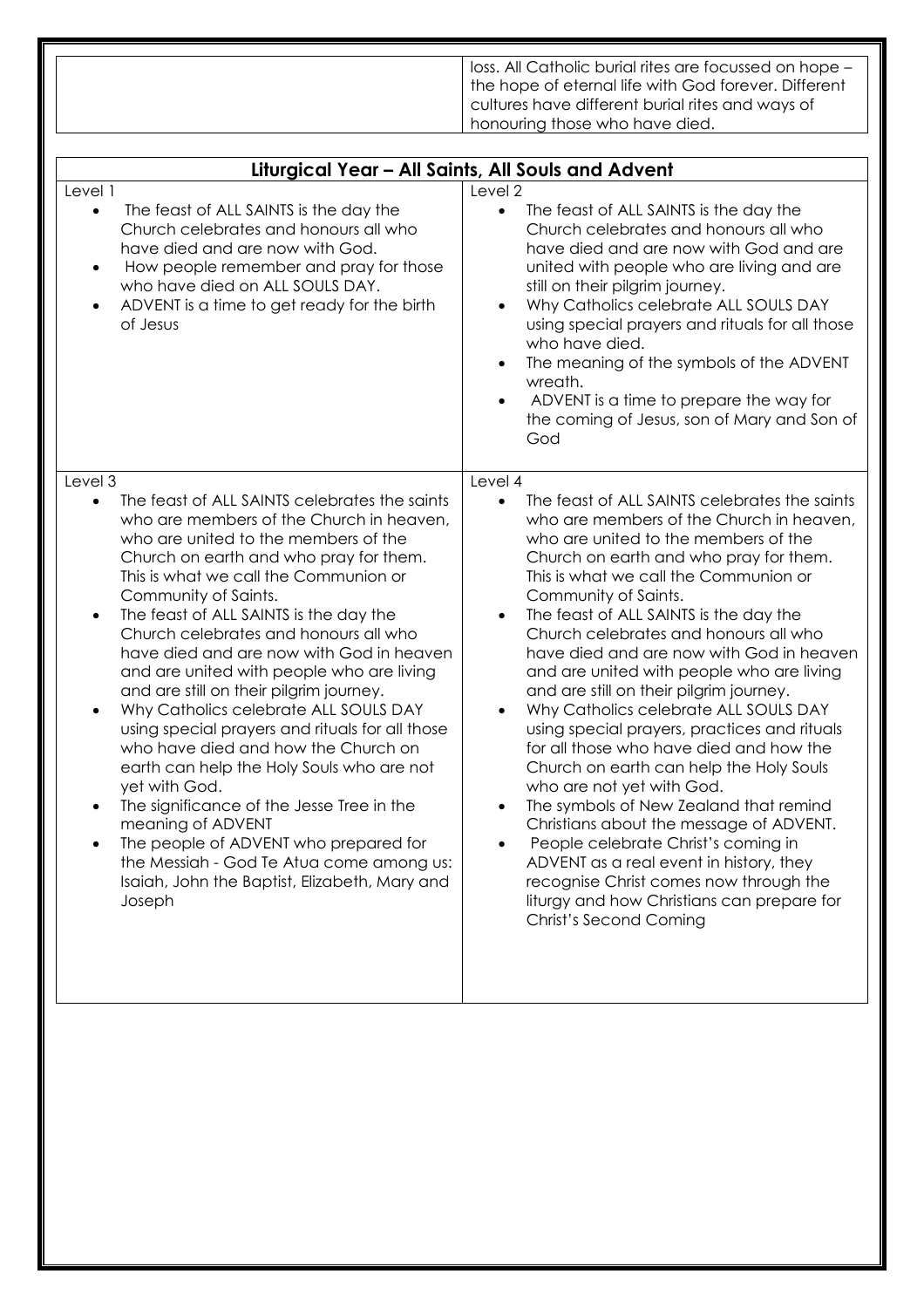| | |
|---|---|
| | loss. All Catholic burial rites are focussed on hope – the hope of eternal life with God forever. Different cultures have different burial rites and ways of honouring those who have died. |

## Liturgical Year – All Saints, All Souls and Advent

| | |
|---|---|
| Level 1<br>• The feast of ALL SAINTS is the day the Church celebrates and honours all who have died and are now with God.<br>• How people remember and pray for those who have died on ALL SOULS DAY.<br>• ADVENT is a time to get ready for the birth of Jesus | Level 2<br>• The feast of ALL SAINTS is the day the Church celebrates and honours all who have died and are now with God and are united with people who are living and are still on their pilgrim journey.<br>• Why Catholics celebrate ALL SOULS DAY using special prayers and rituals for all those who have died.<br>• The meaning of the symbols of the ADVENT wreath.<br>• ADVENT is a time to prepare the way for the coming of Jesus, son of Mary and Son of God |
| Level 3<br>• The feast of ALL SAINTS celebrates the saints who are members of the Church in heaven, who are united to the members of the Church on earth and who pray for them. This is what we call the Communion or Community of Saints.<br>• The feast of ALL SAINTS is the day the Church celebrates and honours all who have died and are now with God in heaven and are united with people who are living and are still on their pilgrim journey.<br>• Why Catholics celebrate ALL SOULS DAY using special prayers and rituals for all those who have died and how the Church on earth can help the Holy Souls who are not yet with God.<br>• The significance of the Jesse Tree in the meaning of ADVENT<br>• The people of ADVENT who prepared for the Messiah - God Te Atua come among us: Isaiah, John the Baptist, Elizabeth, Mary and Joseph | Level 4<br>• The feast of ALL SAINTS celebrates the saints who are members of the Church in heaven, who are united to the members of the Church on earth and who pray for them. This is what we call the Communion or Community of Saints.<br>• The feast of ALL SAINTS is the day the Church celebrates and honours all who have died and are now with God in heaven and are united with people who are living and are still on their pilgrim journey.<br>• Why Catholics celebrate ALL SOULS DAY using special prayers, practices and rituals for all those who have died and how the Church on earth can help the Holy Souls who are not yet with God.<br>• The symbols of New Zealand that remind Christians about the message of ADVENT.<br>• People celebrate Christ's coming in ADVENT as a real event in history, they recognise Christ comes now through the liturgy and how Christians can prepare for Christ's Second Coming |